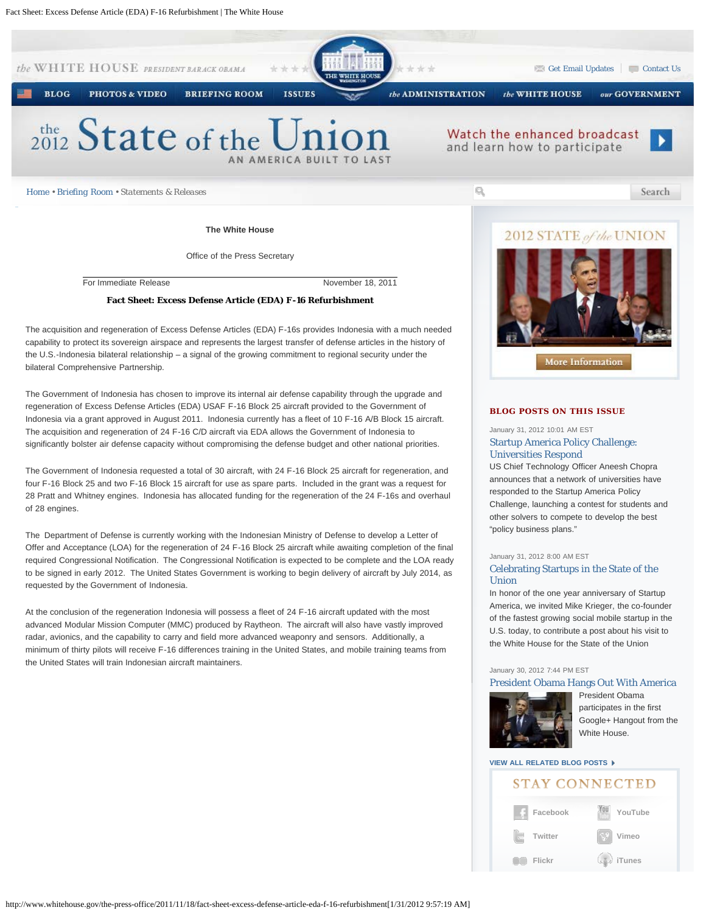The White House

Office of the Press Secretary

For Immediate Release November 18, 2011

**Fact Sheet: Excess Defense Article (EDA) F-16 Refurbishment**

The acquisition and regeneration of Excess Defense Articles (EDA) F-16s provides Indonesia with a much needed capability to protect its sovereign airspace and represents the largest transfer of defense articles in the history of the U.S.-Indonesia bilateral relationship – a signal of the growing commitment to regional security under the bilateral Comprehensive Partnership.

The Government of Indonesia has chosen to improve its internal air defense capability through the upgrade and regeneration of Excess Defense Articles (EDA) USAF F-16 Block 25 aircraft provided to the Government of Indonesia via a grant approved in August 2011. Indonesia currently has a fleet of 10 F-16 A/B Block 15 aircraft. The acquisition and regeneration of 24 F-16 C/D aircraft via EDA allows the Government of Indonesia to significantly bolster air defense capacity without compromising the defense budget and other national priorities.

The Government of Indonesia requested a total of 30 aircraft, with 24 F-16 Block 25 aircraft for regeneration, and four F-16 Block 25 and two F-16 Block 15 aircraft for use as spare parts. Included in the grant was a request for 28 Pratt and Whitney engines. Indonesia has allocated funding for the regeneration of the 24 F-16s and overhaul of 28 engines.

The Department of Defense is currently working with the Indonesian Ministry of Defense to develop a Letter of Offer and Acceptance (LOA) for the regeneration of 24 F-16 Block 25 aircraft while awaiting completion of the final required Congressional Notification. The Congressional Notification is expected to be complete and the LOA ready to be signed in early 2012. The United States Government is working to begin delivery of aircraft by July 2014, as requested by the Government of Indonesia.

At the conclusion of the regeneration Indonesia will possess a fleet of 24 F-16 aircraft updated with the most advanced Modular Mission Computer (MMC) produced by Raytheon. The aircraft will also have vastly improved radar, avionics, and the capability to carry and field more advanced weaponry and sensors. Additionally, a minimum of thirty pilots will receive F-16 differences training in the United States, and mobile training teams from the United States will train Indonesian aircraft maintainers.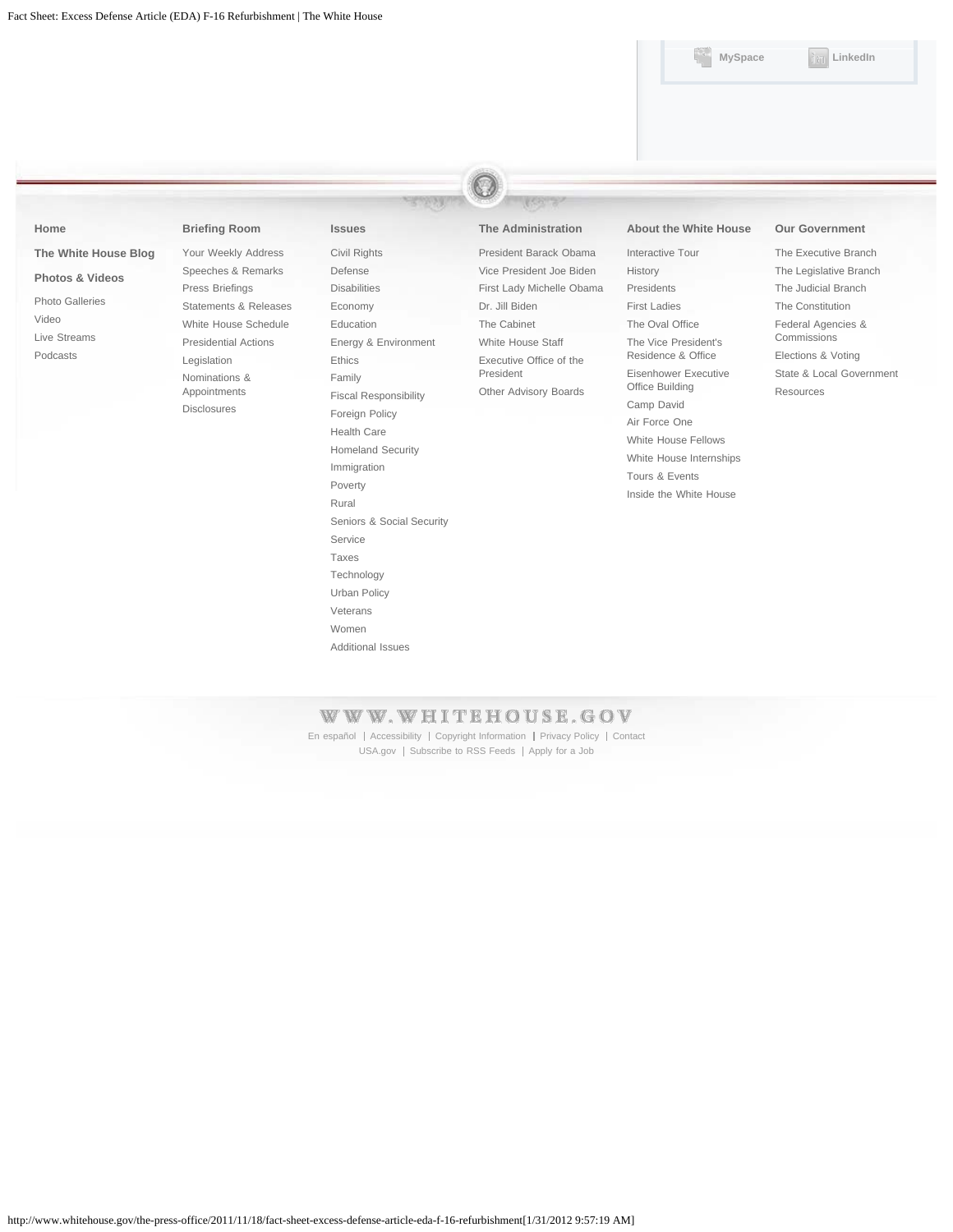MySpace LinkedIn

**Home**

**The White House Blog**

**Photos & Videos**

- Photo Galleries
- Video
- Live Streams
- Podcasts

**Briefing Room**

- Your Weekly Address
- Speeches & Remarks
- Press Briefings
- Statements & Releases
- White House Schedule
- Presidential Actions
- Legislation
- Nominations & Appointments
- Disclosures

**Issues**

- Civil Rights
- Defense
- Disabilities
- Economy
- Education
- Energy & Environment
- Ethics
- Family
- Fiscal Responsibility
- Foreign Policy
- Health Care
- Homeland Security
- Immigration
- Poverty
- Rural
- Seniors & Social Security
- Service
- Taxes
- Technology
- Urban Policy
- Veterans
- Women
- Additional Issues

**The Administration**

- President Barack Obama
- Vice President Joe Biden
- First Lady Michelle Obama
- Dr. Jill Biden
- The Cabinet
- White House Staff
- Executive Office of the President
- Other Advisory Boards

**About the White House**

- Interactive Tour
- History
- Presidents
- First Ladies
- The Oval Office
- The Vice President's Residence & Office
- Eisenhower Executive Office Building
- Camp David
- Air Force One
- White House Fellows
- White House Internships
- Tours & Events
- Inside the White House

**Our Government**

- The Executive Branch
- The Legislative Branch
- The Judicial Branch
- The Constitution
- Federal Agencies & Commissions
- Elections & Voting
- State & Local Government
- Resources

WWW.WHITEHOUSE.GOV

En español | Accessibility | Copyright Information | Privacy Policy | Contact

USA.gov | Subscribe to RSS Feeds | Apply for a Job